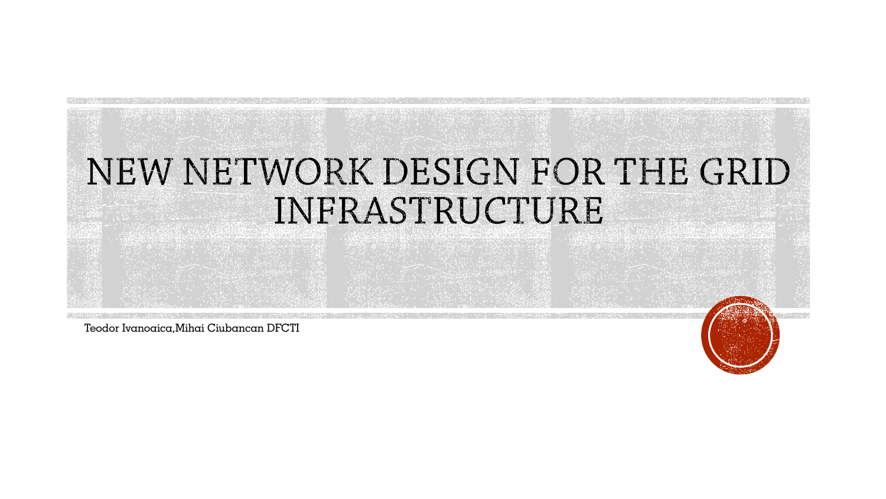# NEW NETWORK DESIGN FOR THE GRID INFRASTRUCTURE

Teodor Ivanoaica,Mihai Ciubancan DFCTI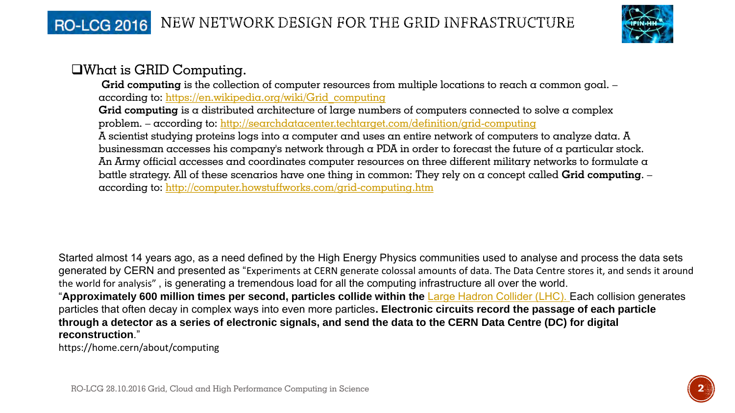# NEW NETWORK DESIGN FOR THE GRID INFRASTRUCTURE

- What is GRID Computing.

  **Grid computing** is the collection of computer resources from multiple locations to reach a common goal. – according to: https://en.wikipedia.org/wiki/Grid_computing

  **Grid computing** is a distributed architecture of large numbers of computers connected to solve a complex problem. – according to: http://searchdatacenter.techtarget.com/definition/grid-computing

  A scientist studying proteins logs into a computer and uses an entire network of computers to analyze data. A businessman accesses his company's network through a PDA in order to forecast the future of a particular stock. An Army official accesses and coordinates computer resources on three different military networks to formulate a battle strategy. All of these scenarios have one thing in common: They rely on a concept called **Grid computing**. – according to: http://computer.howstuffworks.com/grid-computing.htm

Started almost 14 years ago, as a need defined by the High Energy Physics communities used to analyse and process the data sets generated by CERN and presented as "Experiments at CERN generate colossal amounts of data. The Data Centre stores it, and sends it around the world for analysis" , is generating a tremendous load for all the computing infrastructure all over the world.

"**Approximately 600 million times per second, particles collide within the** Large Hadron Collider (LHC). Each collision generates particles that often decay in complex ways into even more particles**. Electronic circuits record the passage of each particle through a detector as a series of electronic signals, and send the data to the CERN Data Centre (DC) for digital reconstruction**."

https://home.cern/about/computing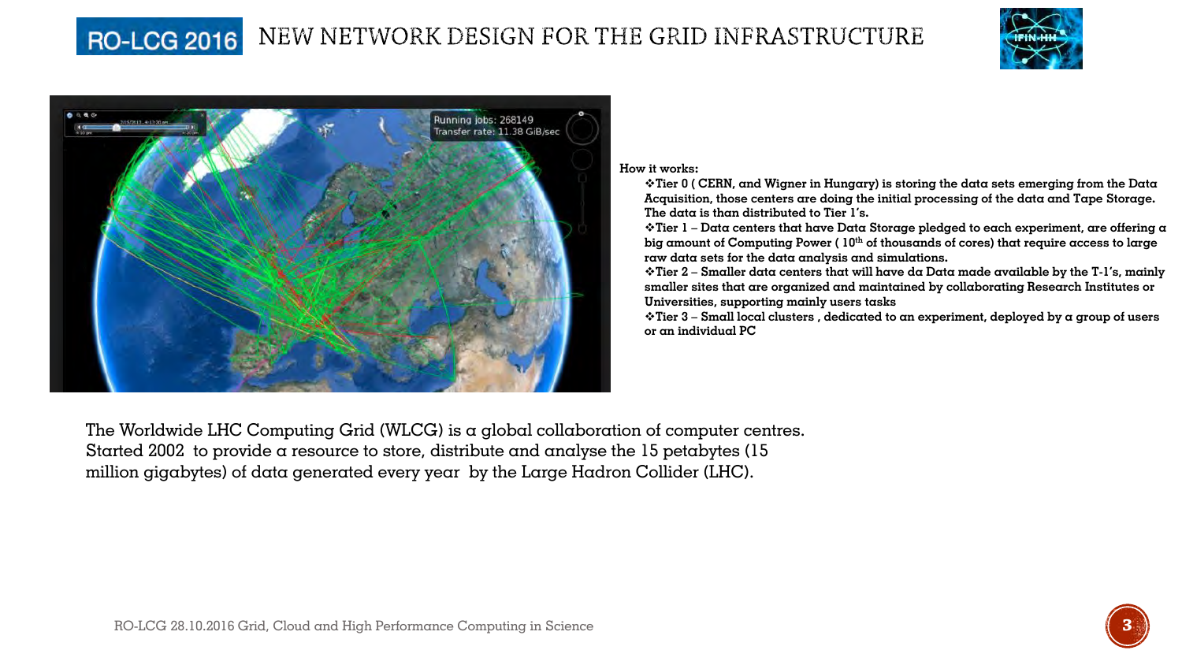# NEW NETWORK DESIGN FOR THE GRID INFRASTRUCTURE

**How it works:**

- **Tier 0 ( CERN, and Wigner in Hungary) is storing the data sets emerging from the Data Acquisition, those centers are doing the initial processing of the data and Tape Storage. The data is than distributed to Tier 1's.**
- **Tier 1 – Data centers that have Data Storage pledged to each experiment, are offering a big amount of Computing Power ( 10th of thousands of cores) that require access to large raw data sets for the data analysis and simulations.**
- **Tier 2 – Smaller data centers that will have da Data made available by the T-1's, mainly smaller sites that are organized and maintained by collaborating Research Institutes or Universities, supporting mainly users tasks**
- **Tier 3 – Small local clusters , dedicated to an experiment, deployed by a group of users or an individual PC**

The Worldwide LHC Computing Grid (WLCG) is a global collaboration of computer centres. Started 2002 to provide a resource to store, distribute and analyse the 15 petabytes (15 million gigabytes) of data generated every year by the Large Hadron Collider (LHC).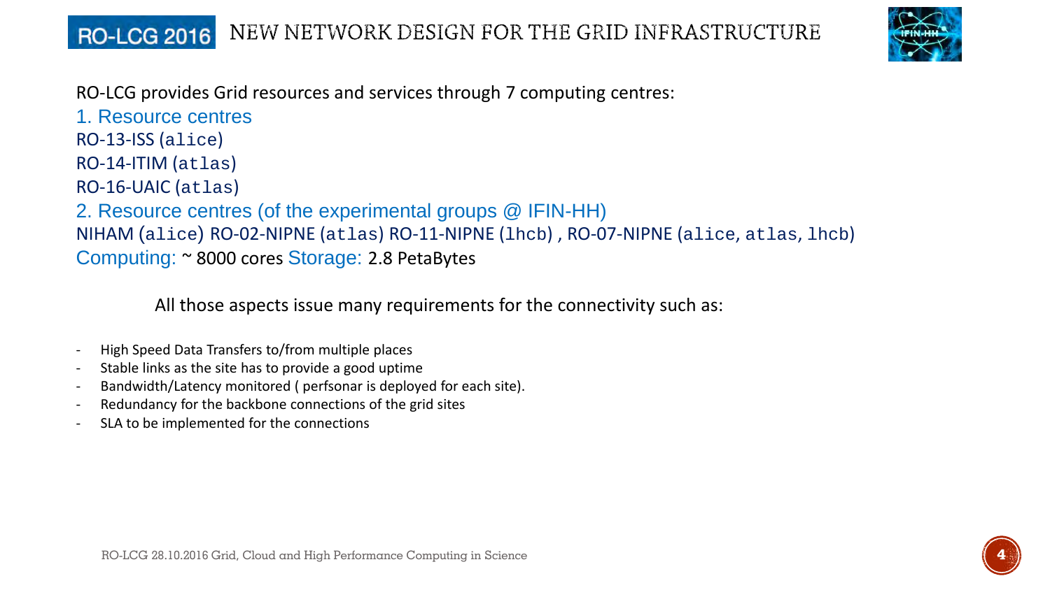# NEW NETWORK DESIGN FOR THE GRID INFRASTRUCTURE

RO-LCG provides Grid resources and services through 7 computing centres:

1. Resource centres

RO-13-ISS (`alice`)

RO-14-ITIM (`atlas`)

RO-16-UAIC (`atlas`)

2. Resource centres (of the experimental groups @ IFIN-HH)

NIHAM (`alice`) RO-02-NIPNE (`atlas`) RO-11-NIPNE (`lhcb`) , RO-07-NIPNE (`alice`, `atlas`, `lhcb`)

Computing: ~ 8000 cores Storage: 2.8 PetaBytes

All those aspects issue many requirements for the connectivity such as:

- High Speed Data Transfers to/from multiple places
- Stable links as the site has to provide a good uptime
- Bandwidth/Latency monitored ( perfsonar is deployed for each site).
- Redundancy for the backbone connections of the grid sites
- SLA to be implemented for the connections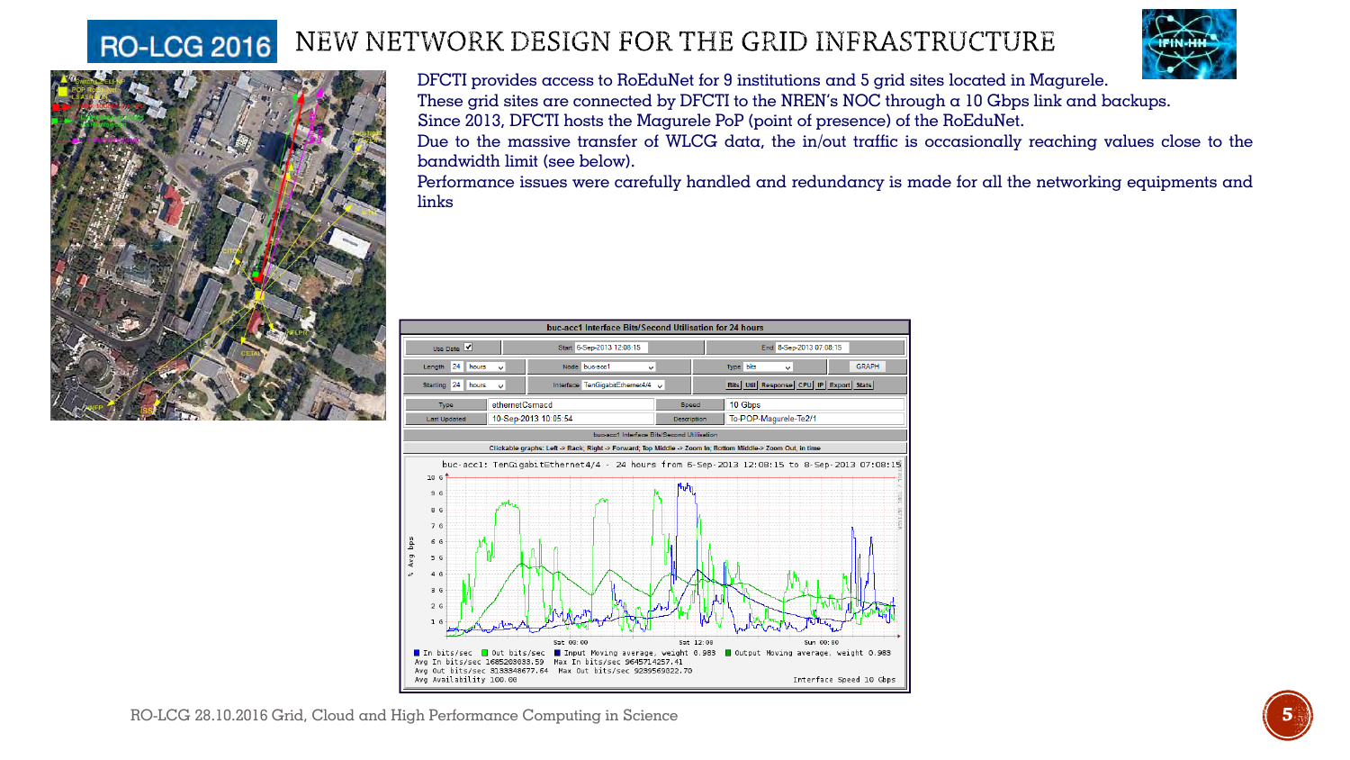# NEW NETWORK DESIGN FOR THE GRID INFRASTRUCTURE

DFCTI provides access to RoEduNet for 9 institutions and 5 grid sites located in Magurele.
These grid sites are connected by DFCTI to the NREN's NOC through a 10 Gbps link and backups.
Since 2013, DFCTI hosts the Magurele PoP (point of presence) of the RoEduNet.
Due to the massive transfer of WLCG data, the in/out traffic is occasionally reaching values close to the bandwidth limit (see below).
Performance issues were carefully handled and redundancy is made for all the networking equipments and links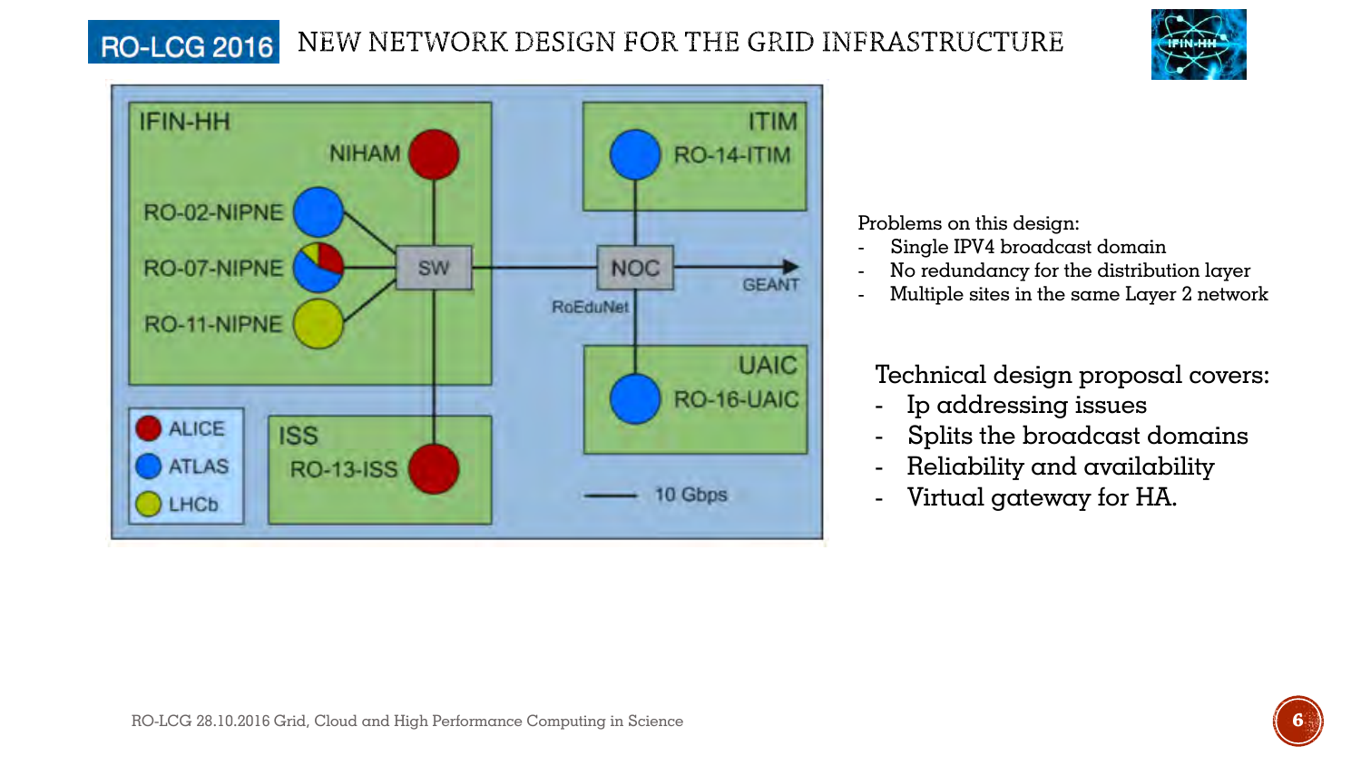# NEW NETWORK DESIGN FOR THE GRID INFRASTRUCTURE

IFIN-HH

NIHAM

RO-02-NIPNE

RO-07-NIPNE

RO-11-NIPNE

SW

NOC

RoEduNet

GEANT

ITIM

RO-14-ITIM

UAIC

RO-16-UAIC

ISS

RO-13-ISS

ALICE

ATLAS

LHCb

10 Gbps

Problems on this design:

- Single IPV4 broadcast domain
- No redundancy for the distribution layer
- Multiple sites in the same Layer 2 network

Technical design proposal covers:

- Ip addressing issues
- Splits the broadcast domains
- Reliability and availability
- Virtual gateway for HA.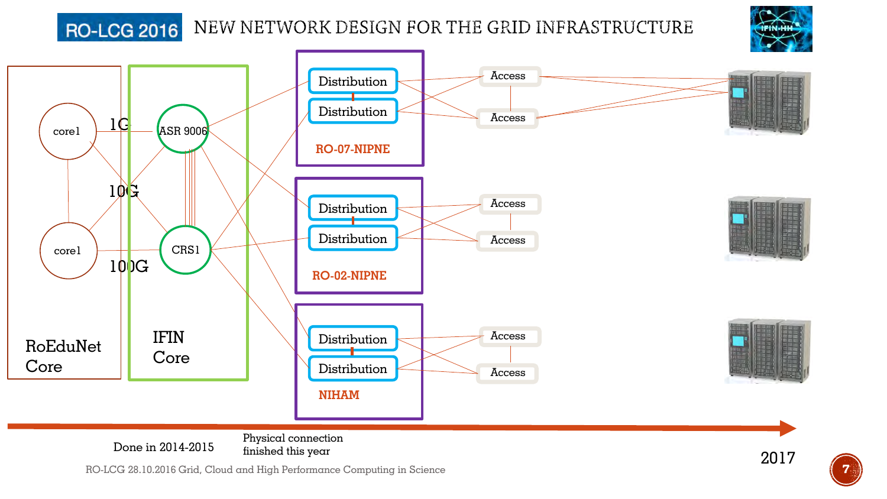# NEW NETWORK DESIGN FOR THE GRID INFRASTRUCTURE

RO-LCG 2016

RoEduNet Core

core1

core1

1G

10G

100G

IFIN Core

ASR 9006

CRS1

RO-07-NIPNE

Distribution

Distribution

RO-02-NIPNE

Distribution

Distribution

NIHAM

Distribution

Distribution

Access

Access

Access

Access

Access

Access

Done in 2014-2015

Physical connection finished this year

2017

RO-LCG 28.10.2016 Grid, Cloud and High Performance Computing in Science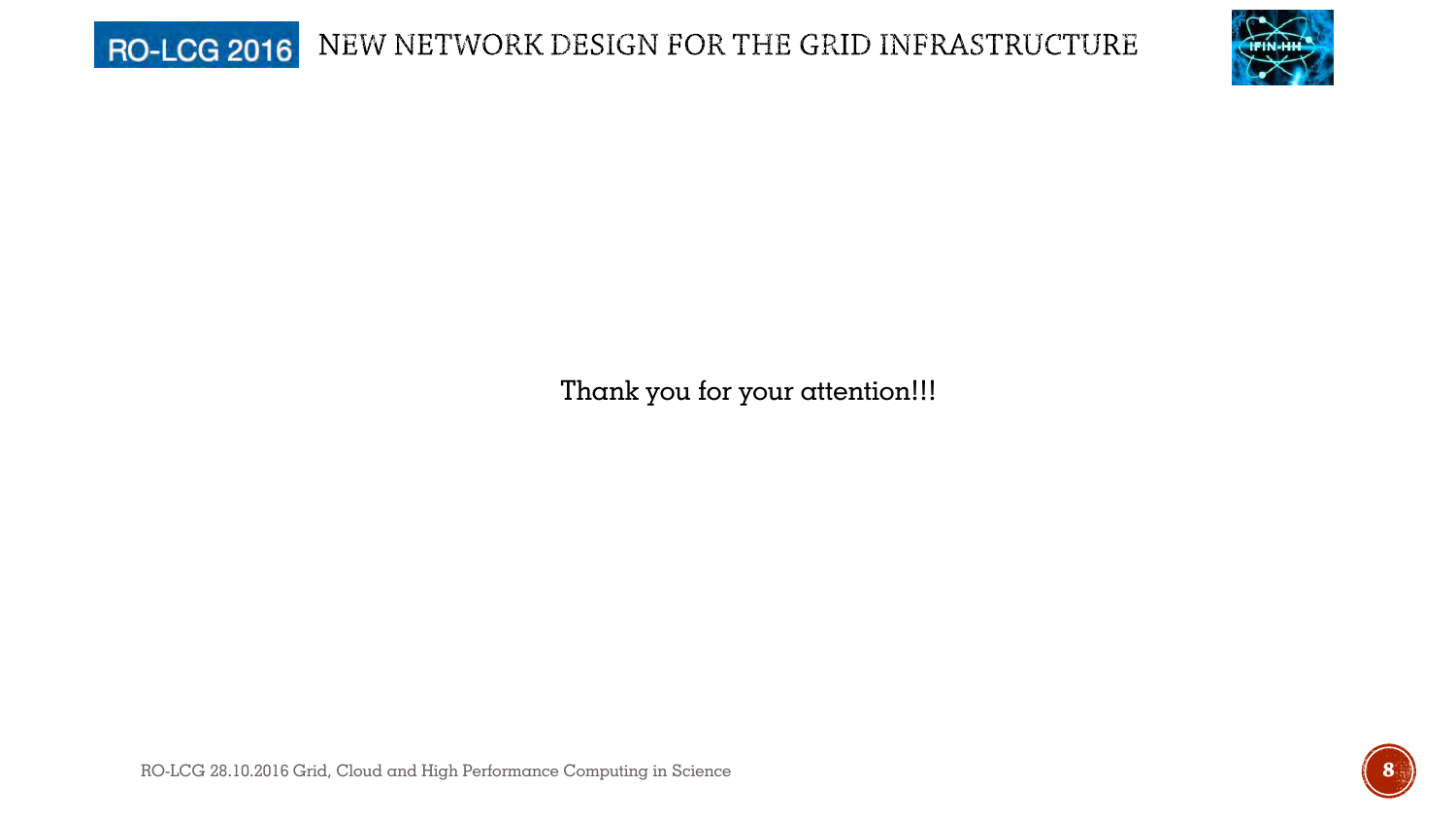Thank you for your attention!!!